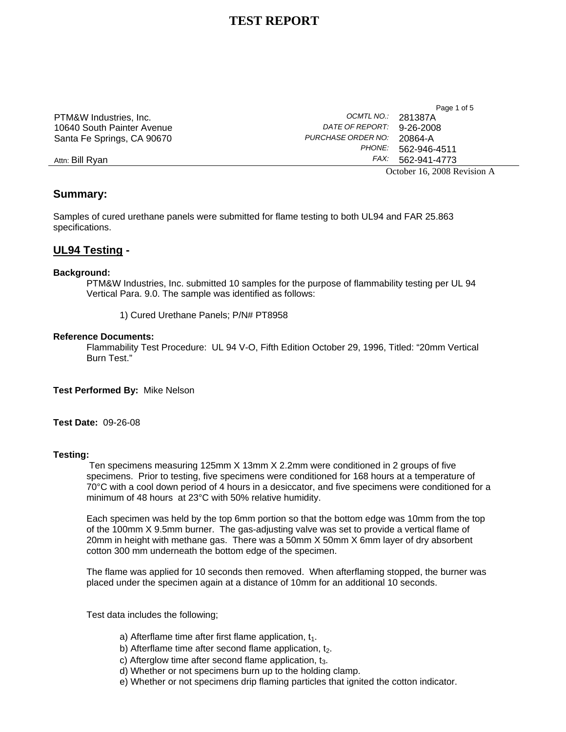# TEST REPORT

PTM&W Industries, Inc.
10640 South Painter Avenue
Santa Fe Springs, CA 90670

Attn: Bill Ryan

| | |
|---|---|
| *OCMTL NO.:* | 281387A |
| *DATE OF REPORT:* | 9-26-2008 |
| *PURCHASE ORDER NO:* | 20864-A |
| *PHONE:* | 562-946-4511 |
| *FAX:* | 562-941-4773 |

October 16, 2008 Revision A

## Summary:

Samples of cured urethane panels were submitted for flame testing to both UL94 and FAR 25.863 specifications.

## UL94 Testing -

**Background:**

PTM&W Industries, Inc. submitted 10 samples for the purpose of flammability testing per UL 94 Vertical Para. 9.0. The sample was identified as follows:

1) Cured Urethane Panels; P/N# PT8958

**Reference Documents:**

Flammability Test Procedure: UL 94 V-O, Fifth Edition October 29, 1996, Titled: "20mm Vertical Burn Test."

**Test Performed By:** Mike Nelson

**Test Date:** 09-26-08

**Testing:**

Ten specimens measuring 125mm X 13mm X 2.2mm were conditioned in 2 groups of five specimens. Prior to testing, five specimens were conditioned for 168 hours at a temperature of 70°C with a cool down period of 4 hours in a desiccator, and five specimens were conditioned for a minimum of 48 hours at 23°C with 50% relative humidity.

Each specimen was held by the top 6mm portion so that the bottom edge was 10mm from the top of the 100mm X 9.5mm burner. The gas-adjusting valve was set to provide a vertical flame of 20mm in height with methane gas. There was a 50mm X 50mm X 6mm layer of dry absorbent cotton 300 mm underneath the bottom edge of the specimen.

The flame was applied for 10 seconds then removed. When afterflaming stopped, the burner was placed under the specimen again at a distance of 10mm for an additional 10 seconds.

Test data includes the following;

a) Afterflame time after first flame application, $t_1$.
b) Afterflame time after second flame application, $t_2$.
c) Afterglow time after second flame application, $t_3$.
d) Whether or not specimens burn up to the holding clamp.
e) Whether or not specimens drip flaming particles that ignited the cotton indicator.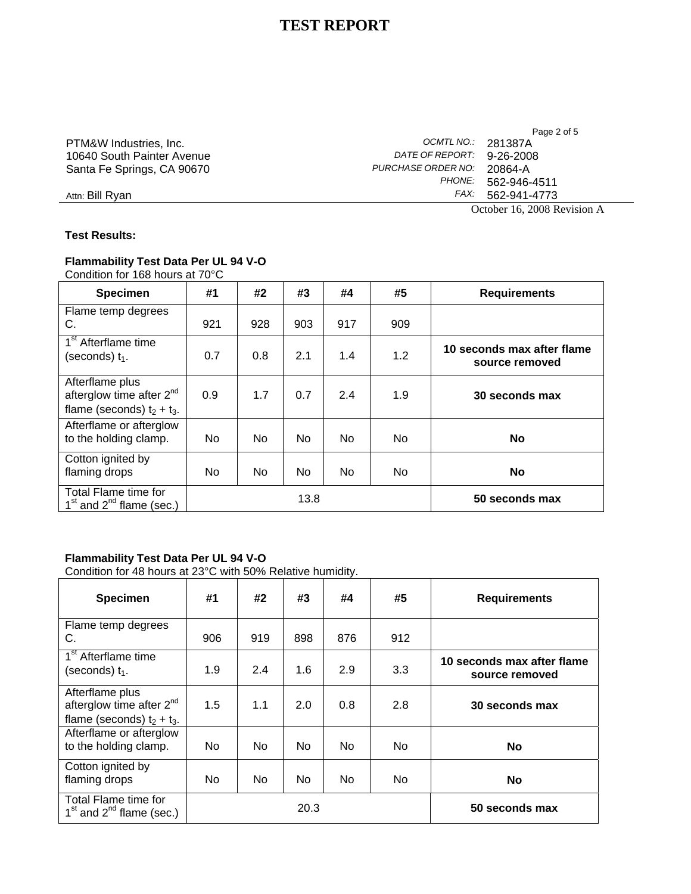# TEST REPORT

PTM&W Industries, Inc.
10640 South Painter Avenue
Santa Fe Springs, CA 90670

Attn: Bill Ryan

*OCMTL NO.:* 281387A
*DATE OF REPORT:* 9-26-2008
*PURCHASE ORDER NO:* 20864-A
*PHONE:* 562-946-4511
*FAX:* 562-941-4773

October 16, 2008 Revision A

**Test Results:**

**Flammability Test Data Per UL 94 V-O**
Condition for 168 hours at 70°C

| Specimen | #1 | #2 | #3 | #4 | #5 | Requirements |
|---|---|---|---|---|---|---|
| Flame temp degrees C. | 921 | 928 | 903 | 917 | 909 | |
| 1st Afterflame time (seconds) $t_1$. | 0.7 | 0.8 | 2.1 | 1.4 | 1.2 | **10 seconds max after flame source removed** |
| Afterflame plus afterglow time after 2nd flame (seconds) $t_2 + t_3$. | 0.9 | 1.7 | 0.7 | 2.4 | 1.9 | **30 seconds max** |
| Afterflame or afterglow to the holding clamp. | No | No | No | No | No | **No** |
| Cotton ignited by flaming drops | No | No | No | No | No | **No** |
| Total Flame time for 1st and 2nd flame (sec.) | 13.8 | | | | | **50 seconds max** |

**Flammability Test Data Per UL 94 V-O**
Condition for 48 hours at 23°C with 50% Relative humidity.

| Specimen | #1 | #2 | #3 | #4 | #5 | Requirements |
|---|---|---|---|---|---|---|
| Flame temp degrees C. | 906 | 919 | 898 | 876 | 912 | |
| 1st Afterflame time (seconds) $t_1$. | 1.9 | 2.4 | 1.6 | 2.9 | 3.3 | **10 seconds max after flame source removed** |
| Afterflame plus afterglow time after 2nd flame (seconds) $t_2 + t_3$. | 1.5 | 1.1 | 2.0 | 0.8 | 2.8 | **30 seconds max** |
| Afterflame or afterglow to the holding clamp. | No | No | No | No | No | **No** |
| Cotton ignited by flaming drops | No | No | No | No | No | **No** |
| Total Flame time for 1st and 2nd flame (sec.) | 20.3 | | | | | **50 seconds max** |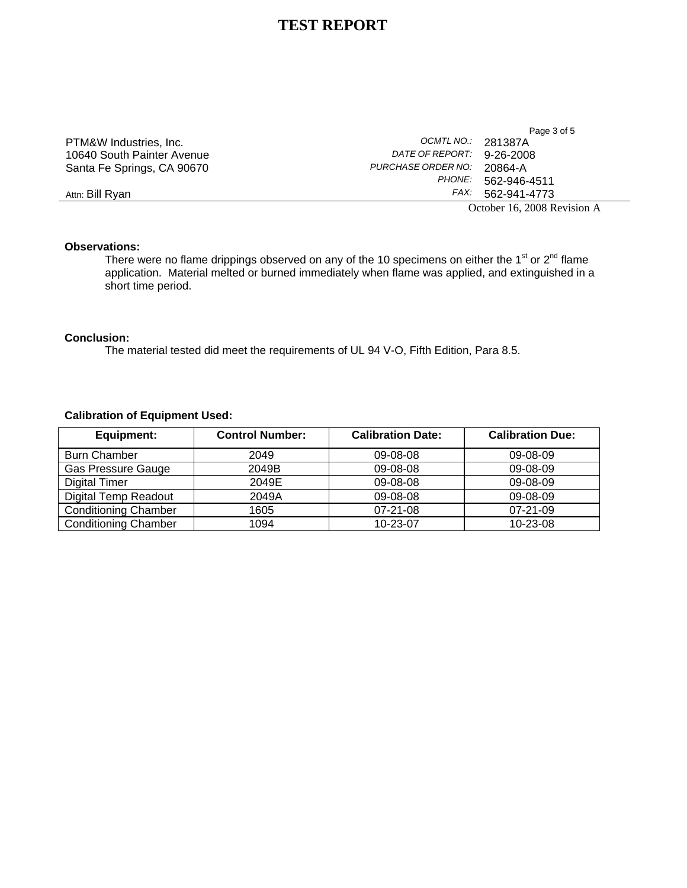# TEST REPORT

PTM&W Industries, Inc.
10640 South Painter Avenue
Santa Fe Springs, CA 90670

Attn: Bill Ryan

*OCMTL NO.:* 281387A
*DATE OF REPORT:* 9-26-2008
*PURCHASE ORDER NO:* 20864-A
*PHONE:* 562-946-4511
*FAX:* 562-941-4773

October 16, 2008 Revision A

**Observations:**

There were no flame drippings observed on any of the 10 specimens on either the 1st or 2nd flame application. Material melted or burned immediately when flame was applied, and extinguished in a short time period.

**Conclusion:**

The material tested did meet the requirements of UL 94 V-O, Fifth Edition, Para 8.5.

**Calibration of Equipment Used:**

| Equipment: | Control Number: | Calibration Date: | Calibration Due: |
|---|---|---|---|
| Burn Chamber | 2049 | 09-08-08 | 09-08-09 |
| Gas Pressure Gauge | 2049B | 09-08-08 | 09-08-09 |
| Digital Timer | 2049E | 09-08-08 | 09-08-09 |
| Digital Temp Readout | 2049A | 09-08-08 | 09-08-09 |
| Conditioning Chamber | 1605 | 07-21-08 | 07-21-09 |
| Conditioning Chamber | 1094 | 10-23-07 | 10-23-08 |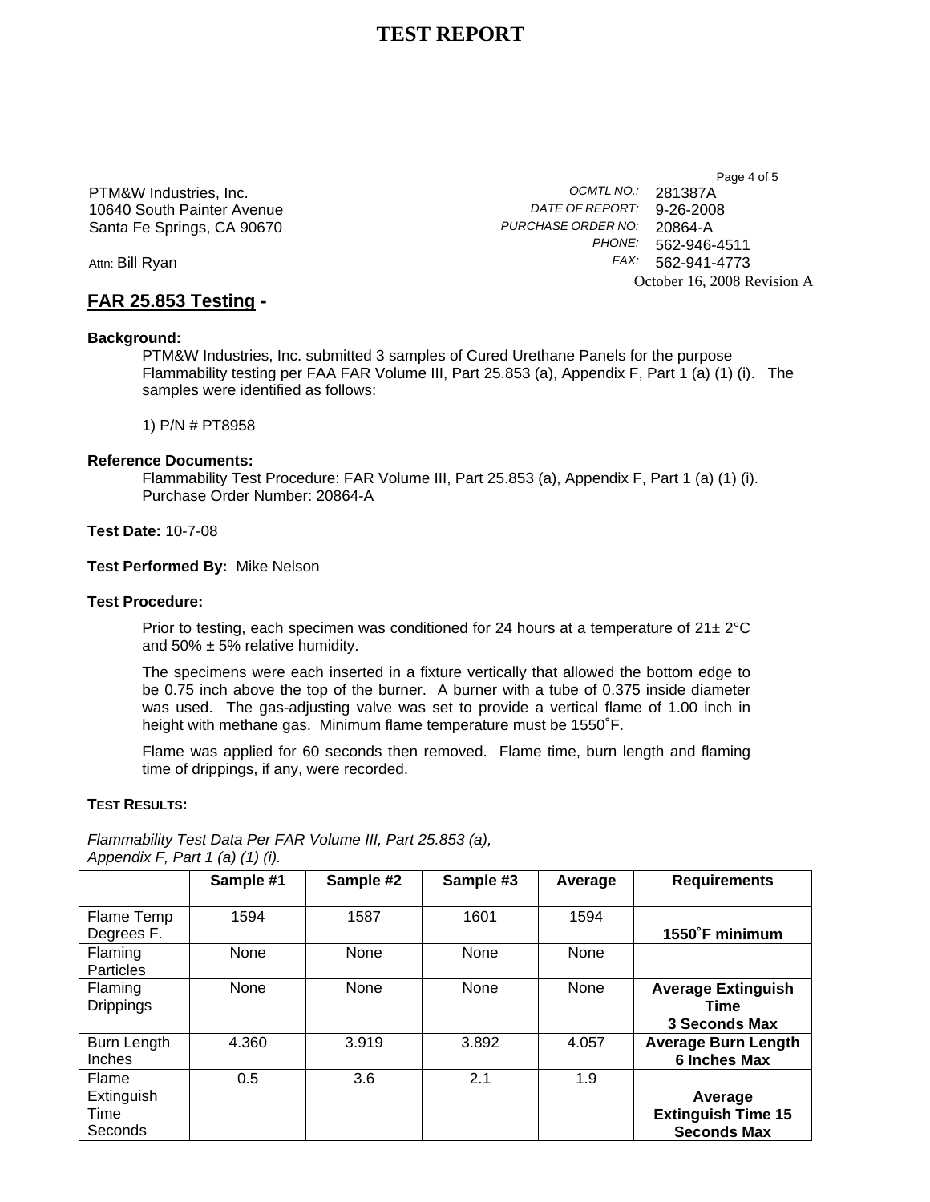# TEST REPORT

PTM&W Industries, Inc.
10640 South Painter Avenue
Santa Fe Springs, CA 90670

Attn: Bill Ryan

*OCMTL NO.:* 281387A
*DATE OF REPORT:* 9-26-2008
*PURCHASE ORDER NO:* 20864-A
*PHONE:* 562-946-4511
*FAX:* 562-941-4773

October 16, 2008 Revision A

## **FAR 25.853 Testing** -

**Background:**

PTM&W Industries, Inc. submitted 3 samples of Cured Urethane Panels for the purpose Flammability testing per FAA FAR Volume III, Part 25.853 (a), Appendix F, Part 1 (a) (1) (i). The samples were identified as follows:

1) P/N # PT8958

**Reference Documents:**

Flammability Test Procedure: FAR Volume III, Part 25.853 (a), Appendix F, Part 1 (a) (1) (i).
Purchase Order Number: 20864-A

**Test Date:** 10-7-08

**Test Performed By:** Mike Nelson

**Test Procedure:**

Prior to testing, each specimen was conditioned for 24 hours at a temperature of 21± 2°C and 50% ± 5% relative humidity.

The specimens were each inserted in a fixture vertically that allowed the bottom edge to be 0.75 inch above the top of the burner. A burner with a tube of 0.375 inside diameter was used. The gas-adjusting valve was set to provide a vertical flame of 1.00 inch in height with methane gas. Minimum flame temperature must be 1550˚F.

Flame was applied for 60 seconds then removed. Flame time, burn length and flaming time of drippings, if any, were recorded.

**TEST RESULTS:**

*Flammability Test Data Per FAR Volume III, Part 25.853 (a), Appendix F, Part 1 (a) (1) (i).*

| | Sample #1 | Sample #2 | Sample #3 | Average | Requirements |
|---|---|---|---|---|---|
| Flame Temp Degrees F. | 1594 | 1587 | 1601 | 1594 | **1550˚F minimum** |
| Flaming Particles | None | None | None | None | |
| Flaming Drippings | None | None | None | None | **Average Extinguish Time 3 Seconds Max** |
| Burn Length Inches | 4.360 | 3.919 | 3.892 | 4.057 | **Average Burn Length 6 Inches Max** |
| Flame Extinguish Time Seconds | 0.5 | 3.6 | 2.1 | 1.9 | **Average Extinguish Time 15 Seconds Max** |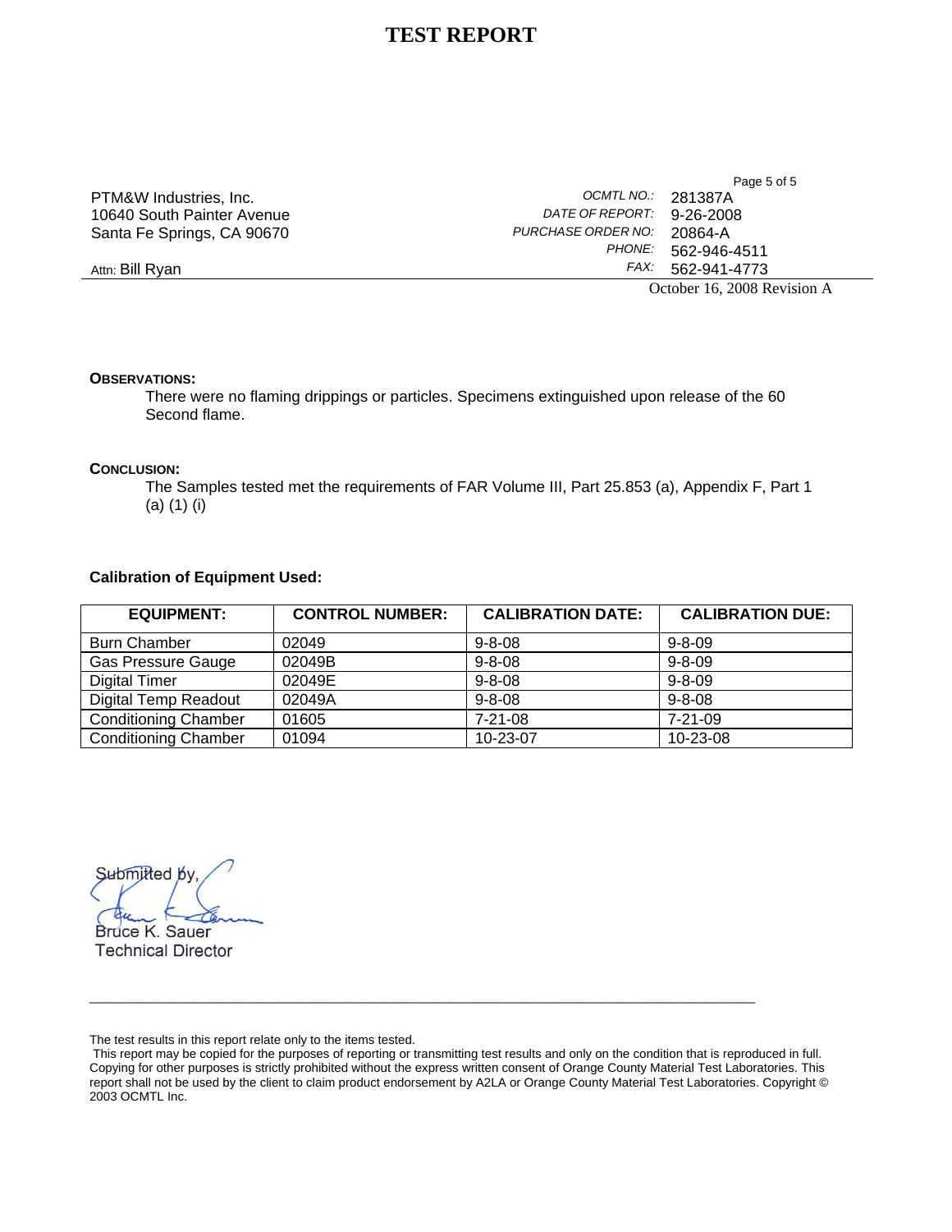# TEST REPORT

PTM&W Industries, Inc.
10640 South Painter Avenue
Santa Fe Springs, CA 90670

Attn: Bill Ryan

*OCMTL NO.:* 281387A
*DATE OF REPORT:* 9-26-2008
*PURCHASE ORDER NO:* 20864-A
*PHONE:* 562-946-4511
*FAX:* 562-941-4773

October 16, 2008 Revision A

**OBSERVATIONS:**

There were no flaming drippings or particles. Specimens extinguished upon release of the 60 Second flame.

**CONCLUSION:**

The Samples tested met the requirements of FAR Volume III, Part 25.853 (a), Appendix F, Part 1 (a) (1) (i)

**Calibration of Equipment Used:**

| EQUIPMENT: | CONTROL NUMBER: | CALIBRATION DATE: | CALIBRATION DUE: |
|---|---|---|---|
| Burn Chamber | 02049 | 9-8-08 | 9-8-09 |
| Gas Pressure Gauge | 02049B | 9-8-08 | 9-8-09 |
| Digital Timer | 02049E | 9-8-08 | 9-8-09 |
| Digital Temp Readout | 02049A | 9-8-08 | 9-8-08 |
| Conditioning Chamber | 01605 | 7-21-08 | 7-21-09 |
| Conditioning Chamber | 01094 | 10-23-07 | 10-23-08 |

Submitted by,

Bruce K. Sauer
Technical Director

---

The test results in this report relate only to the items tested.
This report may be copied for the purposes of reporting or transmitting test results and only on the condition that is reproduced in full. Copying for other purposes is strictly prohibited without the express written consent of Orange County Material Test Laboratories. This report shall not be used by the client to claim product endorsement by A2LA or Orange County Material Test Laboratories. Copyright © 2003 OCMTL Inc.